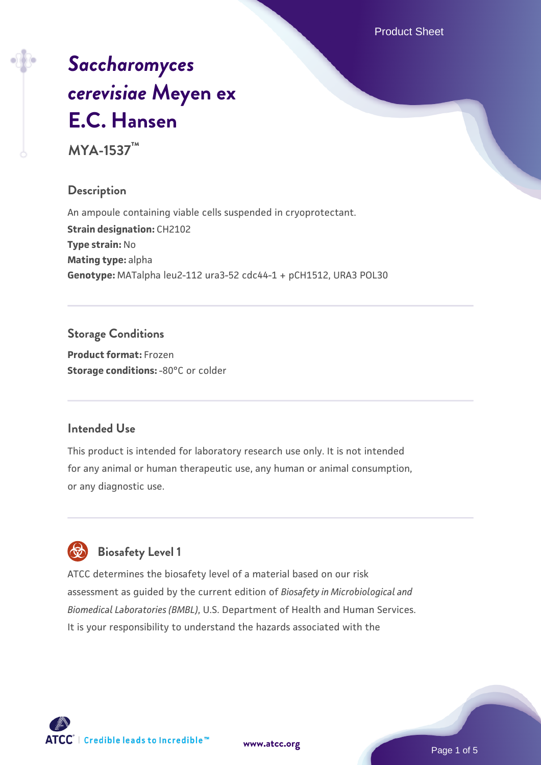# *Saccharomyces cerevisiae* Meyen ex E.C. Hansen

**MYA-1537™**

## Description

An ampoule containing viable cells suspended in cryoprotectant.

**Strain designation:** CH2102

**Type strain:** No

**Mating type:** alpha

**Genotype:** MATalpha leu2-112 ura3-52 cdc44-1 + pCH1512, URA3 POL30

## Storage Conditions

**Product format:** Frozen

**Storage conditions:** -80°C or colder

## Intended Use

This product is intended for laboratory research use only. It is not intended for any animal or human therapeutic use, any human or animal consumption, or any diagnostic use.

## Biosafety Level 1

ATCC determines the biosafety level of a material based on our risk assessment as guided by the current edition of *Biosafety in Microbiological and Biomedical Laboratories (BMBL)*, U.S. Department of Health and Human Services. It is your responsibility to understand the hazards associated with the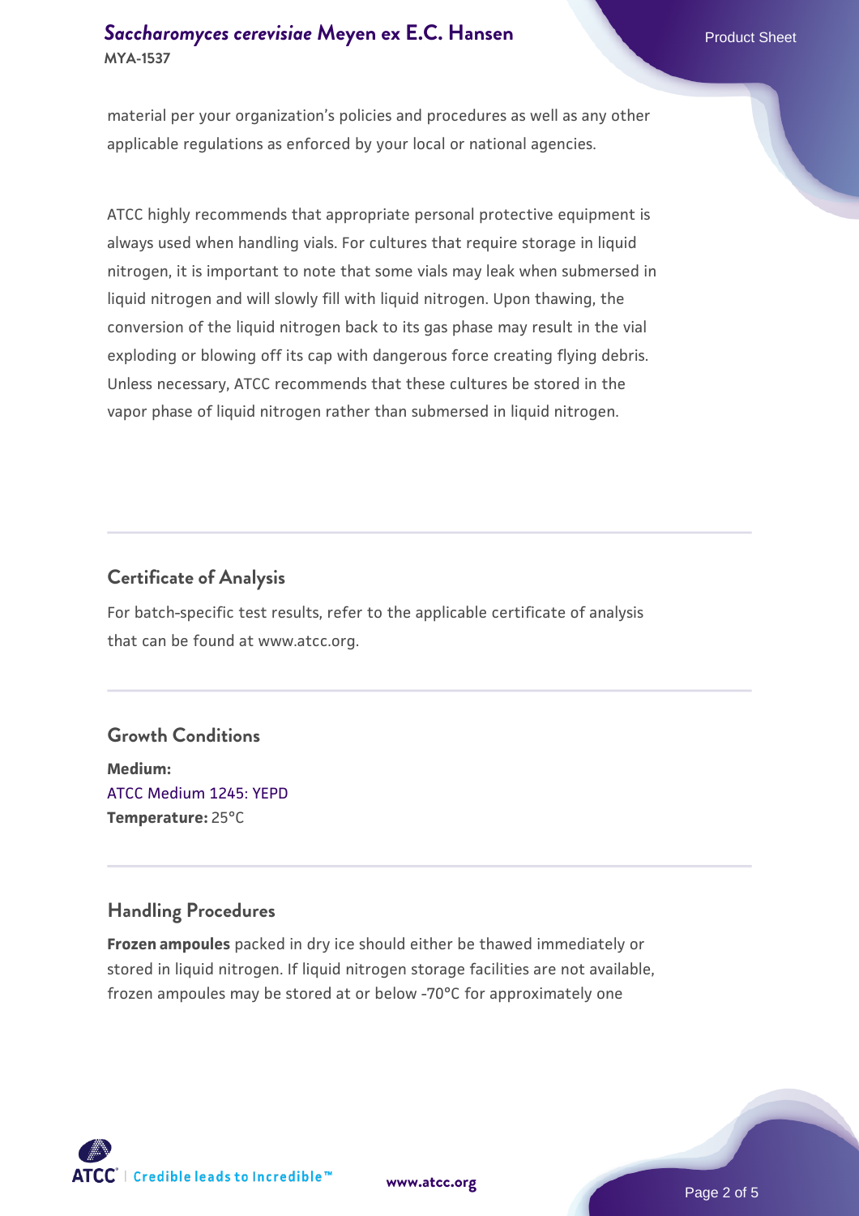material per your organization's policies and procedures as well as any other applicable regulations as enforced by your local or national agencies.

ATCC highly recommends that appropriate personal protective equipment is always used when handling vials. For cultures that require storage in liquid nitrogen, it is important to note that some vials may leak when submersed in liquid nitrogen and will slowly fill with liquid nitrogen. Upon thawing, the conversion of the liquid nitrogen back to its gas phase may result in the vial exploding or blowing off its cap with dangerous force creating flying debris. Unless necessary, ATCC recommends that these cultures be stored in the vapor phase of liquid nitrogen rather than submersed in liquid nitrogen.

## Certificate of Analysis

For batch-specific test results, refer to the applicable certificate of analysis that can be found at www.atcc.org.

## Growth Conditions

**Medium:**
ATCC Medium 1245: YEPD
**Temperature:** 25°C

## Handling Procedures

**Frozen ampoules** packed in dry ice should either be thawed immediately or stored in liquid nitrogen. If liquid nitrogen storage facilities are not available, frozen ampoules may be stored at or below -70°C for approximately one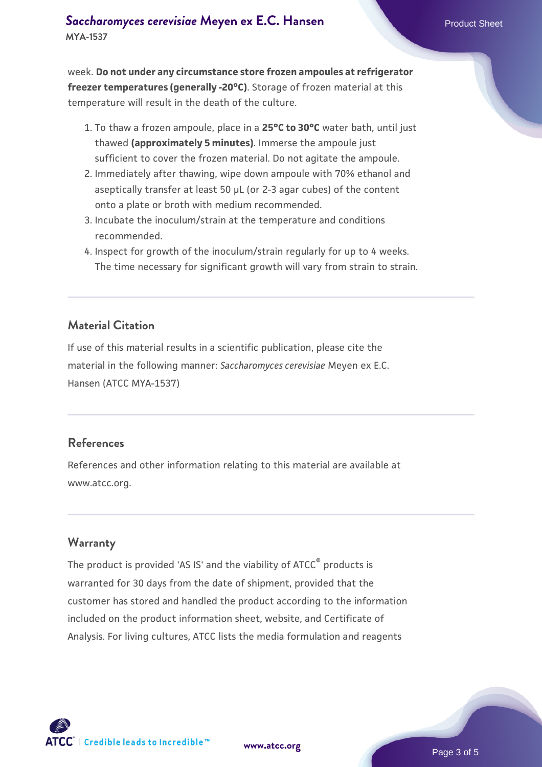week. **Do not under any circumstance store frozen ampoules at refrigerator freezer temperatures (generally -20°C)**. Storage of frozen material at this temperature will result in the death of the culture.

1. To thaw a frozen ampoule, place in a **25°C to 30°C** water bath, until just thawed **(approximately 5 minutes)**. Immerse the ampoule just sufficient to cover the frozen material. Do not agitate the ampoule.
2. Immediately after thawing, wipe down ampoule with 70% ethanol and aseptically transfer at least 50 µL (or 2-3 agar cubes) of the content onto a plate or broth with medium recommended.
3. Incubate the inoculum/strain at the temperature and conditions recommended.
4. Inspect for growth of the inoculum/strain regularly for up to 4 weeks. The time necessary for significant growth will vary from strain to strain.

## Material Citation

If use of this material results in a scientific publication, please cite the material in the following manner: *Saccharomyces cerevisiae* Meyen ex E.C. Hansen (ATCC MYA-1537)

## References

References and other information relating to this material are available at www.atcc.org.

## Warranty

The product is provided 'AS IS' and the viability of ATCC® products is warranted for 30 days from the date of shipment, provided that the customer has stored and handled the product according to the information included on the product information sheet, website, and Certificate of Analysis. For living cultures, ATCC lists the media formulation and reagents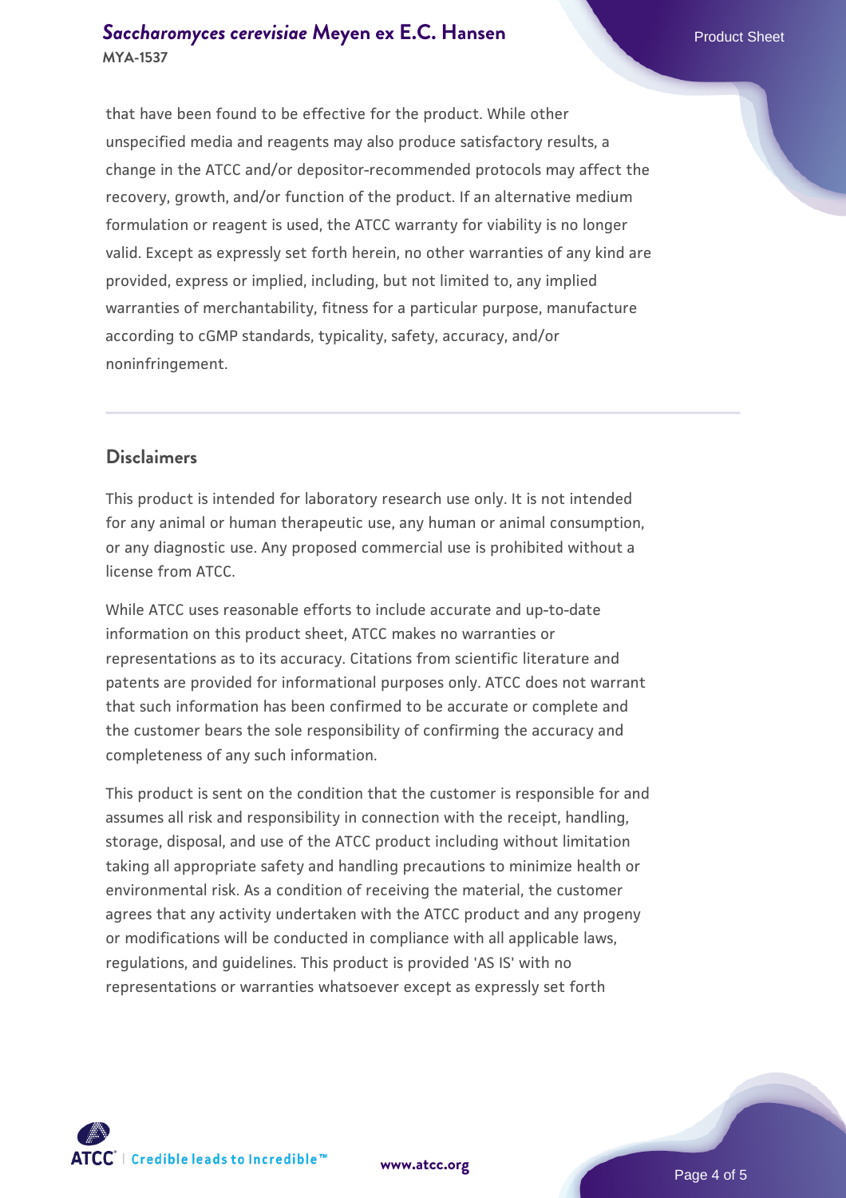that have been found to be effective for the product. While other unspecified media and reagents may also produce satisfactory results, a change in the ATCC and/or depositor-recommended protocols may affect the recovery, growth, and/or function of the product. If an alternative medium formulation or reagent is used, the ATCC warranty for viability is no longer valid. Except as expressly set forth herein, no other warranties of any kind are provided, express or implied, including, but not limited to, any implied warranties of merchantability, fitness for a particular purpose, manufacture according to cGMP standards, typicality, safety, accuracy, and/or noninfringement.

## Disclaimers

This product is intended for laboratory research use only. It is not intended for any animal or human therapeutic use, any human or animal consumption, or any diagnostic use. Any proposed commercial use is prohibited without a license from ATCC.

While ATCC uses reasonable efforts to include accurate and up-to-date information on this product sheet, ATCC makes no warranties or representations as to its accuracy. Citations from scientific literature and patents are provided for informational purposes only. ATCC does not warrant that such information has been confirmed to be accurate or complete and the customer bears the sole responsibility of confirming the accuracy and completeness of any such information.

This product is sent on the condition that the customer is responsible for and assumes all risk and responsibility in connection with the receipt, handling, storage, disposal, and use of the ATCC product including without limitation taking all appropriate safety and handling precautions to minimize health or environmental risk. As a condition of receiving the material, the customer agrees that any activity undertaken with the ATCC product and any progeny or modifications will be conducted in compliance with all applicable laws, regulations, and guidelines. This product is provided 'AS IS' with no representations or warranties whatsoever except as expressly set forth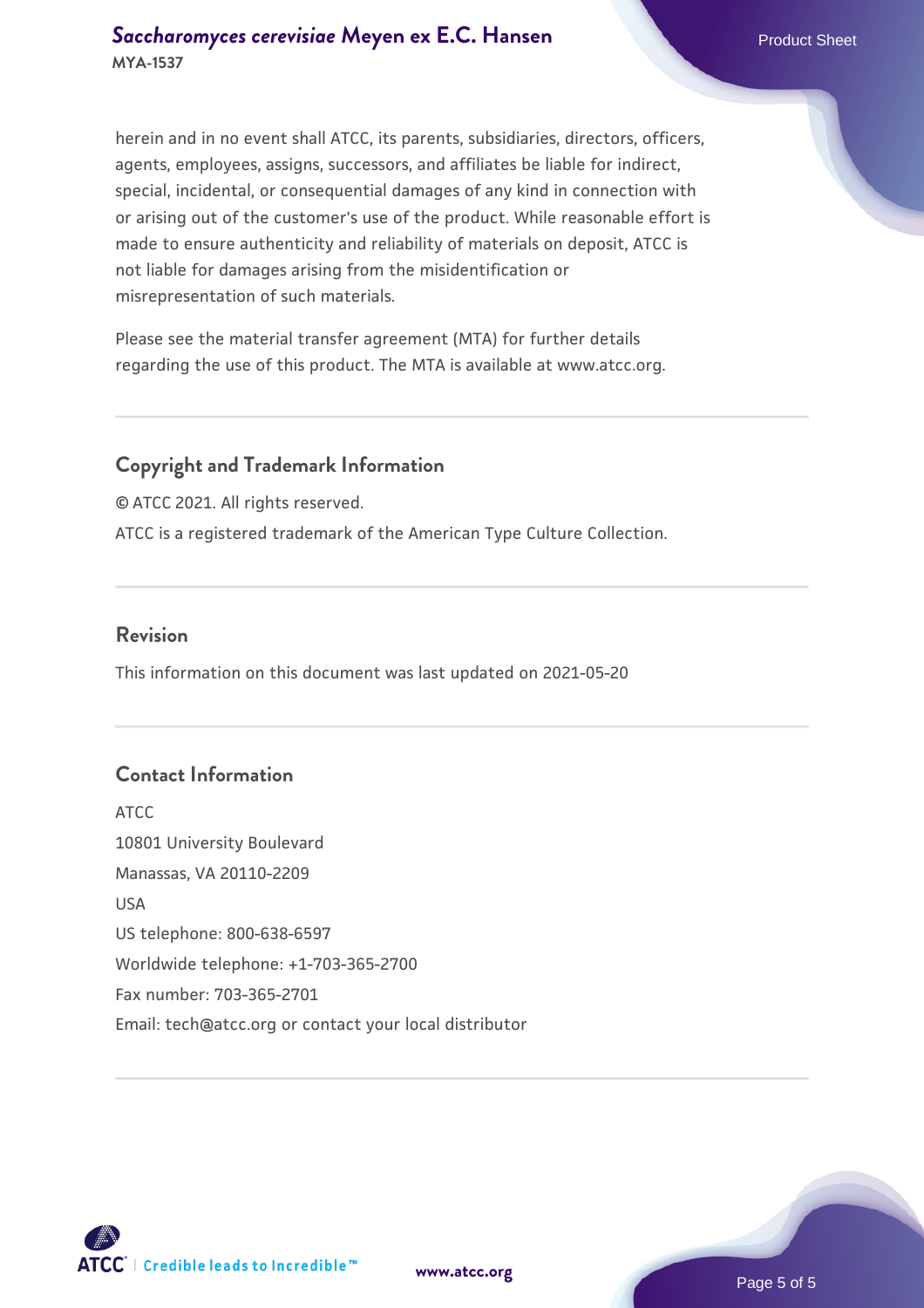herein and in no event shall ATCC, its parents, subsidiaries, directors, officers, agents, employees, assigns, successors, and affiliates be liable for indirect, special, incidental, or consequential damages of any kind in connection with or arising out of the customer's use of the product. While reasonable effort is made to ensure authenticity and reliability of materials on deposit, ATCC is not liable for damages arising from the misidentification or misrepresentation of such materials.

Please see the material transfer agreement (MTA) for further details regarding the use of this product. The MTA is available at www.atcc.org.

## Copyright and Trademark Information

© ATCC 2021. All rights reserved.

ATCC is a registered trademark of the American Type Culture Collection.

## Revision

This information on this document was last updated on 2021-05-20

## Contact Information

ATCC
10801 University Boulevard
Manassas, VA 20110-2209
USA
US telephone: 800-638-6597
Worldwide telephone: +1-703-365-2700
Fax number: 703-365-2701
Email: tech@atcc.org or contact your local distributor